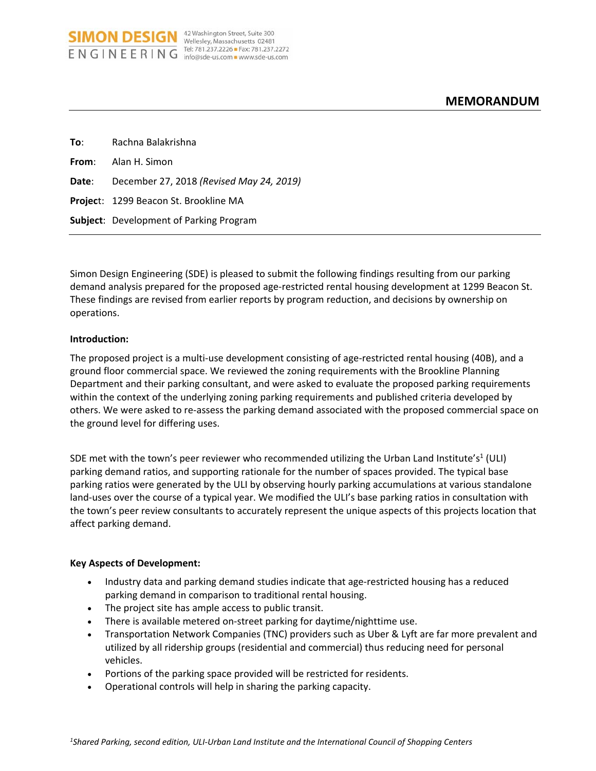SIMON DESIGN ENGINEERING
42 Washington Street, Suite 300
Wellesley, Massachusetts 02481
Tel: 781.237.2226 ■ Fax: 781.237.2272
info@sde-us.com ■ www.sde-us.com

# MEMORANDUM

**To**: Rachna Balakrishna

**From**: Alan H. Simon

**Date**: December 27, 2018 *(Revised May 24, 2019)*

**Project**: 1299 Beacon St. Brookline MA

**Subject**: Development of Parking Program

---

Simon Design Engineering (SDE) is pleased to submit the following findings resulting from our parking demand analysis prepared for the proposed age-restricted rental housing development at 1299 Beacon St. These findings are revised from earlier reports by program reduction, and decisions by ownership on operations.

**Introduction:**

The proposed project is a multi-use development consisting of age-restricted rental housing (40B), and a ground floor commercial space. We reviewed the zoning requirements with the Brookline Planning Department and their parking consultant, and were asked to evaluate the proposed parking requirements within the context of the underlying zoning parking requirements and published criteria developed by others. We were asked to re-assess the parking demand associated with the proposed commercial space on the ground level for differing uses.

SDE met with the town's peer reviewer who recommended utilizing the Urban Land Institute's[1] (ULI) parking demand ratios, and supporting rationale for the number of spaces provided. The typical base parking ratios were generated by the ULI by observing hourly parking accumulations at various standalone land-uses over the course of a typical year. We modified the ULI's base parking ratios in consultation with the town's peer review consultants to accurately represent the unique aspects of this projects location that affect parking demand.

**Key Aspects of Development:**

- Industry data and parking demand studies indicate that age-restricted housing has a reduced parking demand in comparison to traditional rental housing.
- The project site has ample access to public transit.
- There is available metered on-street parking for daytime/nighttime use.
- Transportation Network Companies (TNC) providers such as Uber & Lyft are far more prevalent and utilized by all ridership groups (residential and commercial) thus reducing need for personal vehicles.
- Portions of the parking space provided will be restricted for residents.
- Operational controls will help in sharing the parking capacity.

*[1]Shared Parking, second edition, ULI-Urban Land Institute and the International Council of Shopping Centers*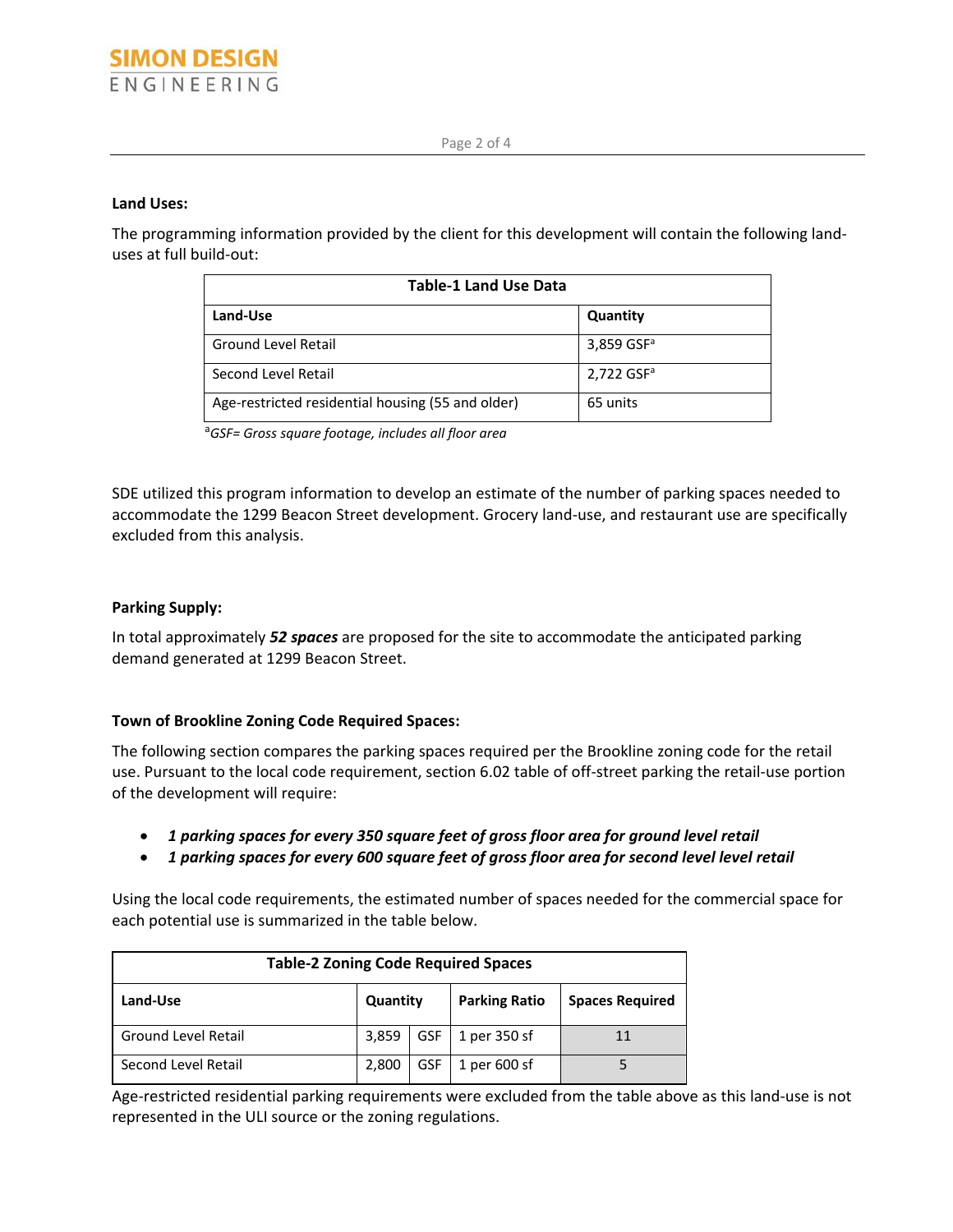**Land Uses:**

The programming information provided by the client for this development will contain the following land-uses at full build-out:

| Table-1 Land Use Data | |
|---|---|
| **Land-Use** | **Quantity** |
| Ground Level Retail | 3,859 GSF[a] |
| Second Level Retail | 2,722 GSF[a] |
| Age-restricted residential housing (55 and older) | 65 units |

[a]*GSF= Gross square footage, includes all floor area*

SDE utilized this program information to develop an estimate of the number of parking spaces needed to accommodate the 1299 Beacon Street development. Grocery land-use, and restaurant use are specifically excluded from this analysis.

**Parking Supply:**

In total approximately ***52 spaces*** are proposed for the site to accommodate the anticipated parking demand generated at 1299 Beacon Street.

**Town of Brookline Zoning Code Required Spaces:**

The following section compares the parking spaces required per the Brookline zoning code for the retail use. Pursuant to the local code requirement, section 6.02 table of off-street parking the retail-use portion of the development will require:

- ***1 parking spaces for every 350 square feet of gross floor area for ground level retail***
- ***1 parking spaces for every 600 square feet of gross floor area for second level level retail***

Using the local code requirements, the estimated number of spaces needed for the commercial space for each potential use is summarized in the table below.

| Table-2 Zoning Code Required Spaces | | | | |
|---|---|---|---|---|
| **Land-Use** | **Quantity** | | **Parking Ratio** | **Spaces Required** |
| Ground Level Retail | 3,859 | GSF | 1 per 350 sf | 11 |
| Second Level Retail | 2,800 | GSF | 1 per 600 sf | 5 |

Age-restricted residential parking requirements were excluded from the table above as this land-use is not represented in the ULI source or the zoning regulations.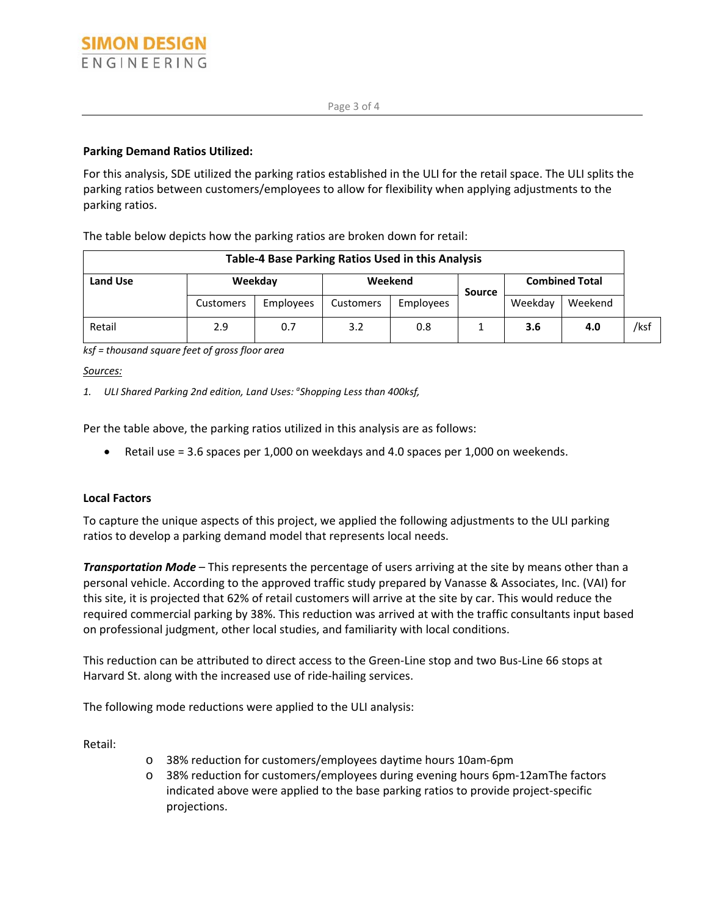**Parking Demand Ratios Utilized:**

For this analysis, SDE utilized the parking ratios established in the ULI for the retail space. The ULI splits the parking ratios between customers/employees to allow for flexibility when applying adjustments to the parking ratios.

The table below depicts how the parking ratios are broken down for retail:

| Table-4 Base Parking Ratios Used in this Analysis | | | | | | | | |
|---|---|---|---|---|---|---|---|---|
| **Land Use** | **Weekday** | | **Weekend** | | **Source** | **Combined Total** | | |
| | Customers | Employees | Customers | Employees | | Weekday | Weekend | |
| Retail | 2.9 | 0.7 | 3.2 | 0.8 | 1 | **3.6** | **4.0** | /ksf |

*ksf = thousand square feet of gross floor area*

Sources:

1. *ULI Shared Parking 2nd edition, Land Uses: °Shopping Less than 400ksf,*

Per the table above, the parking ratios utilized in this analysis are as follows:

- Retail use = 3.6 spaces per 1,000 on weekdays and 4.0 spaces per 1,000 on weekends.

**Local Factors**

To capture the unique aspects of this project, we applied the following adjustments to the ULI parking ratios to develop a parking demand model that represents local needs.

***Transportation Mode*** – This represents the percentage of users arriving at the site by means other than a personal vehicle. According to the approved traffic study prepared by Vanasse & Associates, Inc. (VAI) for this site, it is projected that 62% of retail customers will arrive at the site by car. This would reduce the required commercial parking by 38%. This reduction was arrived at with the traffic consultants input based on professional judgment, other local studies, and familiarity with local conditions.

This reduction can be attributed to direct access to the Green-Line stop and two Bus-Line 66 stops at Harvard St. along with the increased use of ride-hailing services.

The following mode reductions were applied to the ULI analysis:

Retail:

- 38% reduction for customers/employees daytime hours 10am-6pm
- 38% reduction for customers/employees during evening hours 6pm-12amThe factors indicated above were applied to the base parking ratios to provide project-specific projections.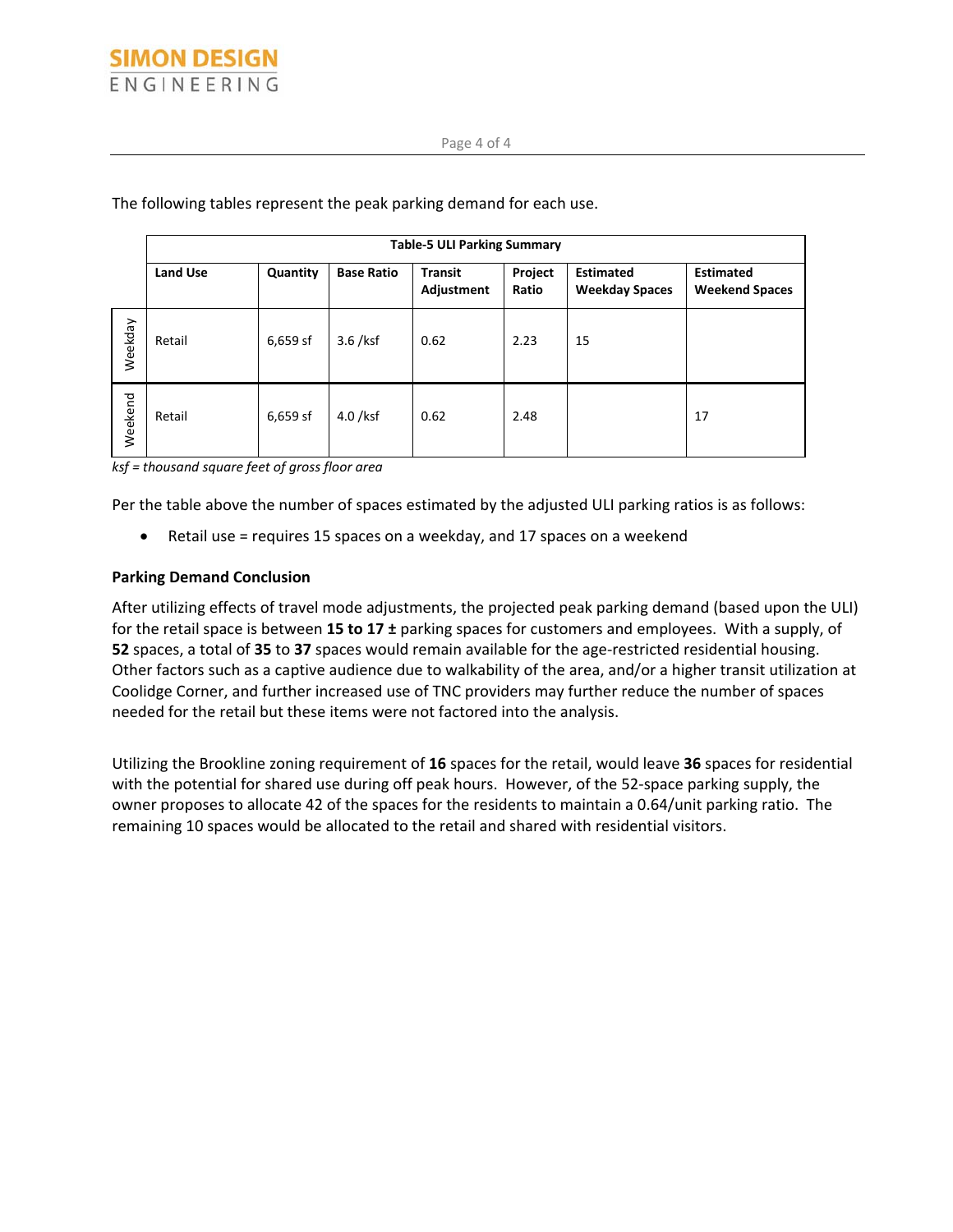The following tables represent the peak parking demand for each use.

Table-5 ULI Parking Summary

| | Land Use | Quantity | Base Ratio | Transit Adjustment | Project Ratio | Estimated Weekday Spaces | Estimated Weekend Spaces |
|---|---|---|---|---|---|---|---|
| Weekday | Retail | 6,659 sf | 3.6 /ksf | 0.62 | 2.23 | 15 | |
| Weekend | Retail | 6,659 sf | 4.0 /ksf | 0.62 | 2.48 | | 17 |

*ksf = thousand square feet of gross floor area*

Per the table above the number of spaces estimated by the adjusted ULI parking ratios is as follows:

- Retail use = requires 15 spaces on a weekday, and 17 spaces on a weekend

**Parking Demand Conclusion**

After utilizing effects of travel mode adjustments, the projected peak parking demand (based upon the ULI) for the retail space is between **15 to 17 ±** parking spaces for customers and employees. With a supply, of **52** spaces, a total of **35** to **37** spaces would remain available for the age-restricted residential housing. Other factors such as a captive audience due to walkability of the area, and/or a higher transit utilization at Coolidge Corner, and further increased use of TNC providers may further reduce the number of spaces needed for the retail but these items were not factored into the analysis.

Utilizing the Brookline zoning requirement of **16** spaces for the retail, would leave **36** spaces for residential with the potential for shared use during off peak hours. However, of the 52-space parking supply, the owner proposes to allocate 42 of the spaces for the residents to maintain a 0.64/unit parking ratio. The remaining 10 spaces would be allocated to the retail and shared with residential visitors.